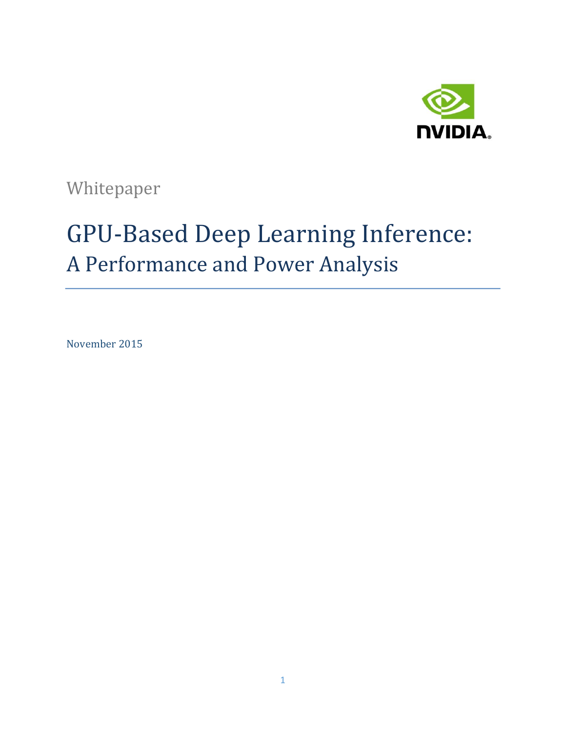NVIDIA

Whitepaper

# GPU-Based Deep Learning Inference:
## A Performance and Power Analysis

November 2015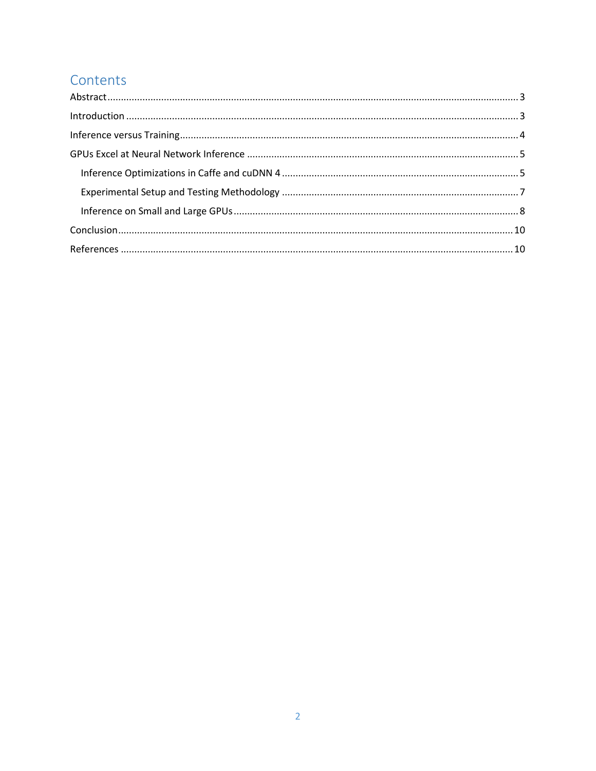# Contents

- Abstract ... 3
- Introduction ... 3
- Inference versus Training ... 4
- GPUs Excel at Neural Network Inference ... 5
  - Inference Optimizations in Caffe and cuDNN 4 ... 5
  - Experimental Setup and Testing Methodology ... 7
  - Inference on Small and Large GPUs ... 8
- Conclusion ... 10
- References ... 10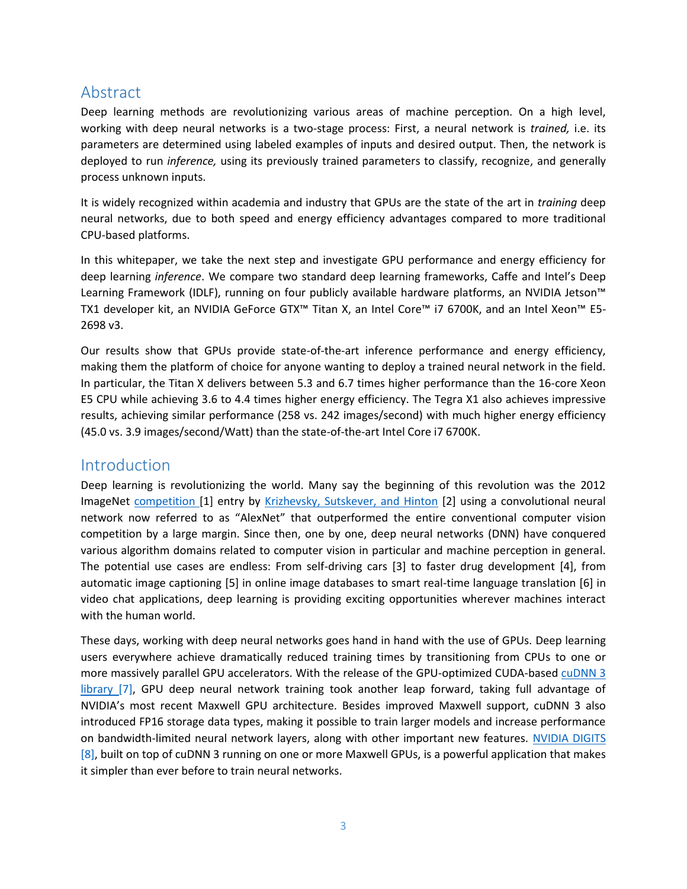## Abstract

Deep learning methods are revolutionizing various areas of machine perception. On a high level, working with deep neural networks is a two-stage process: First, a neural network is *trained,* i.e. its parameters are determined using labeled examples of inputs and desired output. Then, the network is deployed to run *inference,* using its previously trained parameters to classify, recognize, and generally process unknown inputs.

It is widely recognized within academia and industry that GPUs are the state of the art in *training* deep neural networks, due to both speed and energy efficiency advantages compared to more traditional CPU-based platforms.

In this whitepaper, we take the next step and investigate GPU performance and energy efficiency for deep learning *inference*. We compare two standard deep learning frameworks, Caffe and Intel's Deep Learning Framework (IDLF), running on four publicly available hardware platforms, an NVIDIA Jetson™ TX1 developer kit, an NVIDIA GeForce GTX™ Titan X, an Intel Core™ i7 6700K, and an Intel Xeon™ E5-2698 v3.

Our results show that GPUs provide state-of-the-art inference performance and energy efficiency, making them the platform of choice for anyone wanting to deploy a trained neural network in the field. In particular, the Titan X delivers between 5.3 and 6.7 times higher performance than the 16-core Xeon E5 CPU while achieving 3.6 to 4.4 times higher energy efficiency. The Tegra X1 also achieves impressive results, achieving similar performance (258 vs. 242 images/second) with much higher energy efficiency (45.0 vs. 3.9 images/second/Watt) than the state-of-the-art Intel Core i7 6700K.

## Introduction

Deep learning is revolutionizing the world. Many say the beginning of this revolution was the 2012 ImageNet competition [1] entry by Krizhevsky, Sutskever, and Hinton [2] using a convolutional neural network now referred to as "AlexNet" that outperformed the entire conventional computer vision competition by a large margin. Since then, one by one, deep neural networks (DNN) have conquered various algorithm domains related to computer vision in particular and machine perception in general. The potential use cases are endless: From self-driving cars [3] to faster drug development [4], from automatic image captioning [5] in online image databases to smart real-time language translation [6] in video chat applications, deep learning is providing exciting opportunities wherever machines interact with the human world.

These days, working with deep neural networks goes hand in hand with the use of GPUs. Deep learning users everywhere achieve dramatically reduced training times by transitioning from CPUs to one or more massively parallel GPU accelerators. With the release of the GPU-optimized CUDA-based cuDNN 3 library [7], GPU deep neural network training took another leap forward, taking full advantage of NVIDIA's most recent Maxwell GPU architecture. Besides improved Maxwell support, cuDNN 3 also introduced FP16 storage data types, making it possible to train larger models and increase performance on bandwidth-limited neural network layers, along with other important new features. NVIDIA DIGITS [8], built on top of cuDNN 3 running on one or more Maxwell GPUs, is a powerful application that makes it simpler than ever before to train neural networks.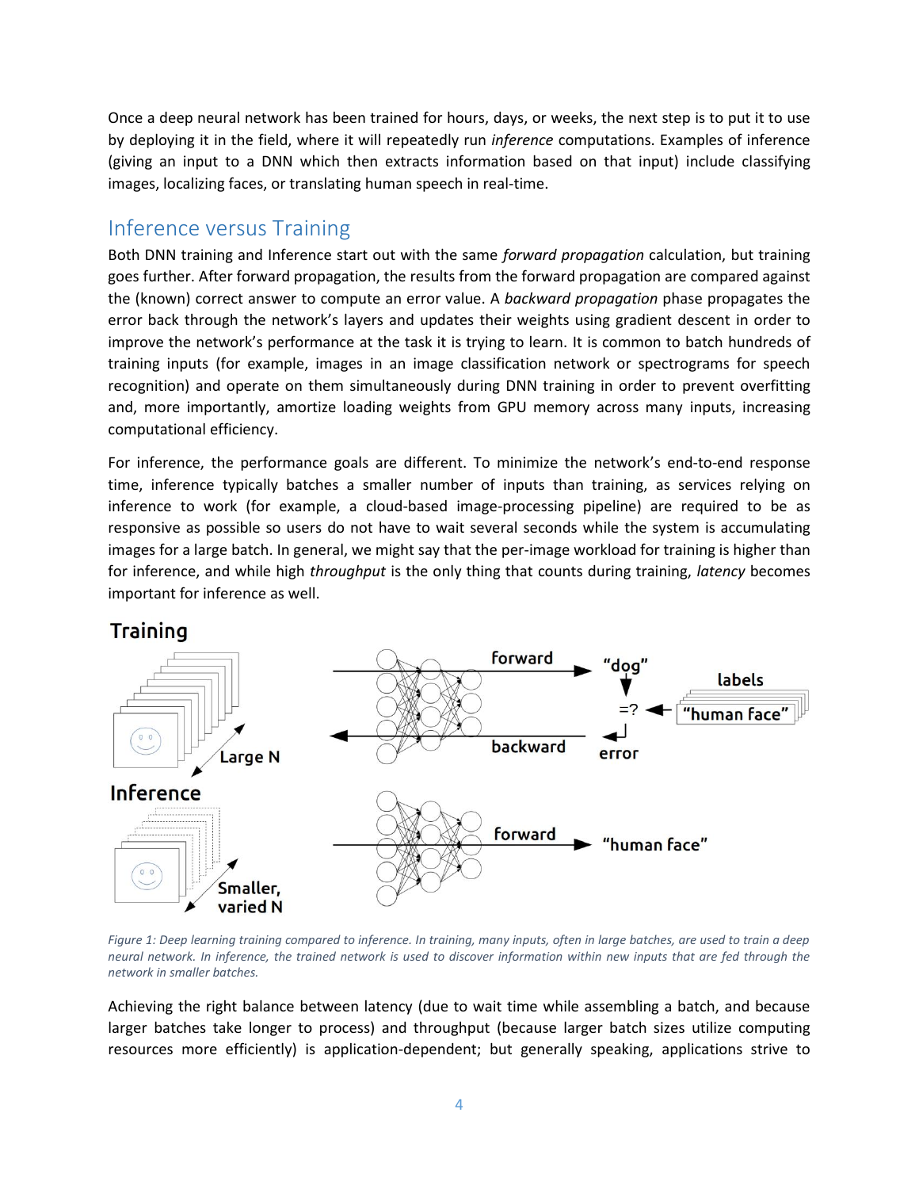Once a deep neural network has been trained for hours, days, or weeks, the next step is to put it to use by deploying it in the field, where it will repeatedly run *inference* computations. Examples of inference (giving an input to a DNN which then extracts information based on that input) include classifying images, localizing faces, or translating human speech in real-time.

## Inference versus Training

Both DNN training and Inference start out with the same *forward propagation* calculation, but training goes further. After forward propagation, the results from the forward propagation are compared against the (known) correct answer to compute an error value. A *backward propagation* phase propagates the error back through the network's layers and updates their weights using gradient descent in order to improve the network's performance at the task it is trying to learn. It is common to batch hundreds of training inputs (for example, images in an image classification network or spectrograms for speech recognition) and operate on them simultaneously during DNN training in order to prevent overfitting and, more importantly, amortize loading weights from GPU memory across many inputs, increasing computational efficiency.

For inference, the performance goals are different. To minimize the network's end-to-end response time, inference typically batches a smaller number of inputs than training, as services relying on inference to work (for example, a cloud-based image-processing pipeline) are required to be as responsive as possible so users do not have to wait several seconds while the system is accumulating images for a large batch. In general, we might say that the per-image workload for training is higher than for inference, and while high *throughput* is the only thing that counts during training, *latency* becomes important for inference as well.

*Figure 1: Deep learning training compared to inference. In training, many inputs, often in large batches, are used to train a deep neural network. In inference, the trained network is used to discover information within new inputs that are fed through the network in smaller batches.*

Achieving the right balance between latency (due to wait time while assembling a batch, and because larger batches take longer to process) and throughput (because larger batch sizes utilize computing resources more efficiently) is application-dependent; but generally speaking, applications strive to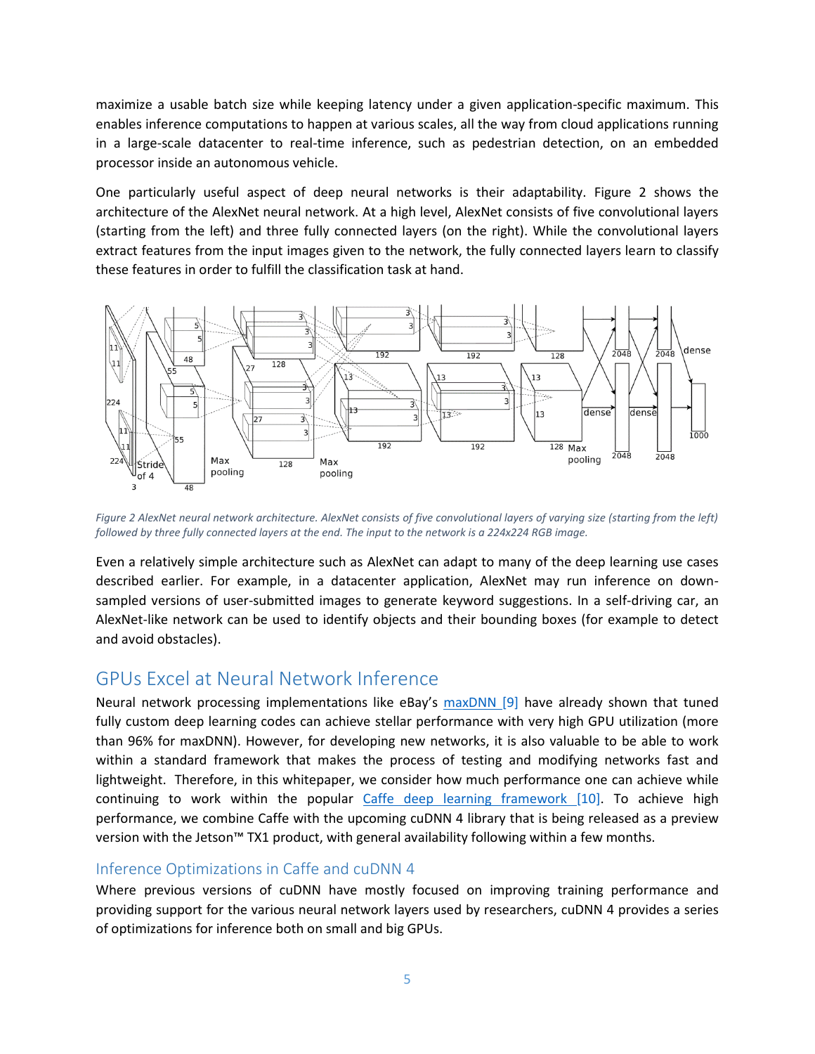maximize a usable batch size while keeping latency under a given application-specific maximum. This enables inference computations to happen at various scales, all the way from cloud applications running in a large-scale datacenter to real-time inference, such as pedestrian detection, on an embedded processor inside an autonomous vehicle.

One particularly useful aspect of deep neural networks is their adaptability. Figure 2 shows the architecture of the AlexNet neural network. At a high level, AlexNet consists of five convolutional layers (starting from the left) and three fully connected layers (on the right). While the convolutional layers extract features from the input images given to the network, the fully connected layers learn to classify these features in order to fulfill the classification task at hand.

*Figure 2 AlexNet neural network architecture. AlexNet consists of five convolutional layers of varying size (starting from the left) followed by three fully connected layers at the end. The input to the network is a 224x224 RGB image.*

Even a relatively simple architecture such as AlexNet can adapt to many of the deep learning use cases described earlier. For example, in a datacenter application, AlexNet may run inference on down-sampled versions of user-submitted images to generate keyword suggestions. In a self-driving car, an AlexNet-like network can be used to identify objects and their bounding boxes (for example to detect and avoid obstacles).

## GPUs Excel at Neural Network Inference

Neural network processing implementations like eBay's maxDNN [9] have already shown that tuned fully custom deep learning codes can achieve stellar performance with very high GPU utilization (more than 96% for maxDNN). However, for developing new networks, it is also valuable to be able to work within a standard framework that makes the process of testing and modifying networks fast and lightweight. Therefore, in this whitepaper, we consider how much performance one can achieve while continuing to work within the popular Caffe deep learning framework [10]. To achieve high performance, we combine Caffe with the upcoming cuDNN 4 library that is being released as a preview version with the Jetson™ TX1 product, with general availability following within a few months.

### Inference Optimizations in Caffe and cuDNN 4

Where previous versions of cuDNN have mostly focused on improving training performance and providing support for the various neural network layers used by researchers, cuDNN 4 provides a series of optimizations for inference both on small and big GPUs.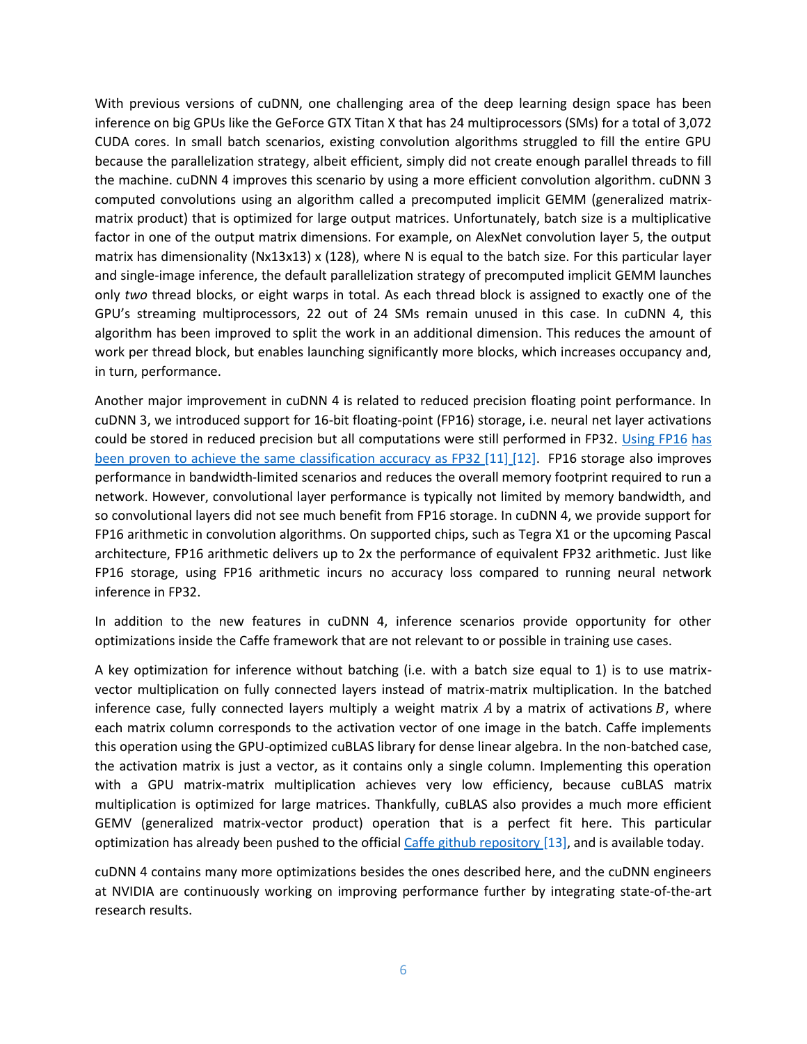With previous versions of cuDNN, one challenging area of the deep learning design space has been inference on big GPUs like the GeForce GTX Titan X that has 24 multiprocessors (SMs) for a total of 3,072 CUDA cores. In small batch scenarios, existing convolution algorithms struggled to fill the entire GPU because the parallelization strategy, albeit efficient, simply did not create enough parallel threads to fill the machine. cuDNN 4 improves this scenario by using a more efficient convolution algorithm. cuDNN 3 computed convolutions using an algorithm called a precomputed implicit GEMM (generalized matrix-matrix product) that is optimized for large output matrices. Unfortunately, batch size is a multiplicative factor in one of the output matrix dimensions. For example, on AlexNet convolution layer 5, the output matrix has dimensionality (Nx13x13) x (128), where N is equal to the batch size. For this particular layer and single-image inference, the default parallelization strategy of precomputed implicit GEMM launches only *two* thread blocks, or eight warps in total. As each thread block is assigned to exactly one of the GPU's streaming multiprocessors, 22 out of 24 SMs remain unused in this case. In cuDNN 4, this algorithm has been improved to split the work in an additional dimension. This reduces the amount of work per thread block, but enables launching significantly more blocks, which increases occupancy and, in turn, performance.

Another major improvement in cuDNN 4 is related to reduced precision floating point performance. In cuDNN 3, we introduced support for 16-bit floating-point (FP16) storage, i.e. neural net layer activations could be stored in reduced precision but all computations were still performed in FP32. Using FP16 has been proven to achieve the same classification accuracy as FP32 [11] [12]. FP16 storage also improves performance in bandwidth-limited scenarios and reduces the overall memory footprint required to run a network. However, convolutional layer performance is typically not limited by memory bandwidth, and so convolutional layers did not see much benefit from FP16 storage. In cuDNN 4, we provide support for FP16 arithmetic in convolution algorithms. On supported chips, such as Tegra X1 or the upcoming Pascal architecture, FP16 arithmetic delivers up to 2x the performance of equivalent FP32 arithmetic. Just like FP16 storage, using FP16 arithmetic incurs no accuracy loss compared to running neural network inference in FP32.

In addition to the new features in cuDNN 4, inference scenarios provide opportunity for other optimizations inside the Caffe framework that are not relevant to or possible in training use cases.

A key optimization for inference without batching (i.e. with a batch size equal to 1) is to use matrix-vector multiplication on fully connected layers instead of matrix-matrix multiplication. In the batched inference case, fully connected layers multiply a weight matrix $A$ by a matrix of activations $B$, where each matrix column corresponds to the activation vector of one image in the batch. Caffe implements this operation using the GPU-optimized cuBLAS library for dense linear algebra. In the non-batched case, the activation matrix is just a vector, as it contains only a single column. Implementing this operation with a GPU matrix-matrix multiplication achieves very low efficiency, because cuBLAS matrix multiplication is optimized for large matrices. Thankfully, cuBLAS also provides a much more efficient GEMV (generalized matrix-vector product) operation that is a perfect fit here. This particular optimization has already been pushed to the official Caffe github repository [13], and is available today.

cuDNN 4 contains many more optimizations besides the ones described here, and the cuDNN engineers at NVIDIA are continuously working on improving performance further by integrating state-of-the-art research results.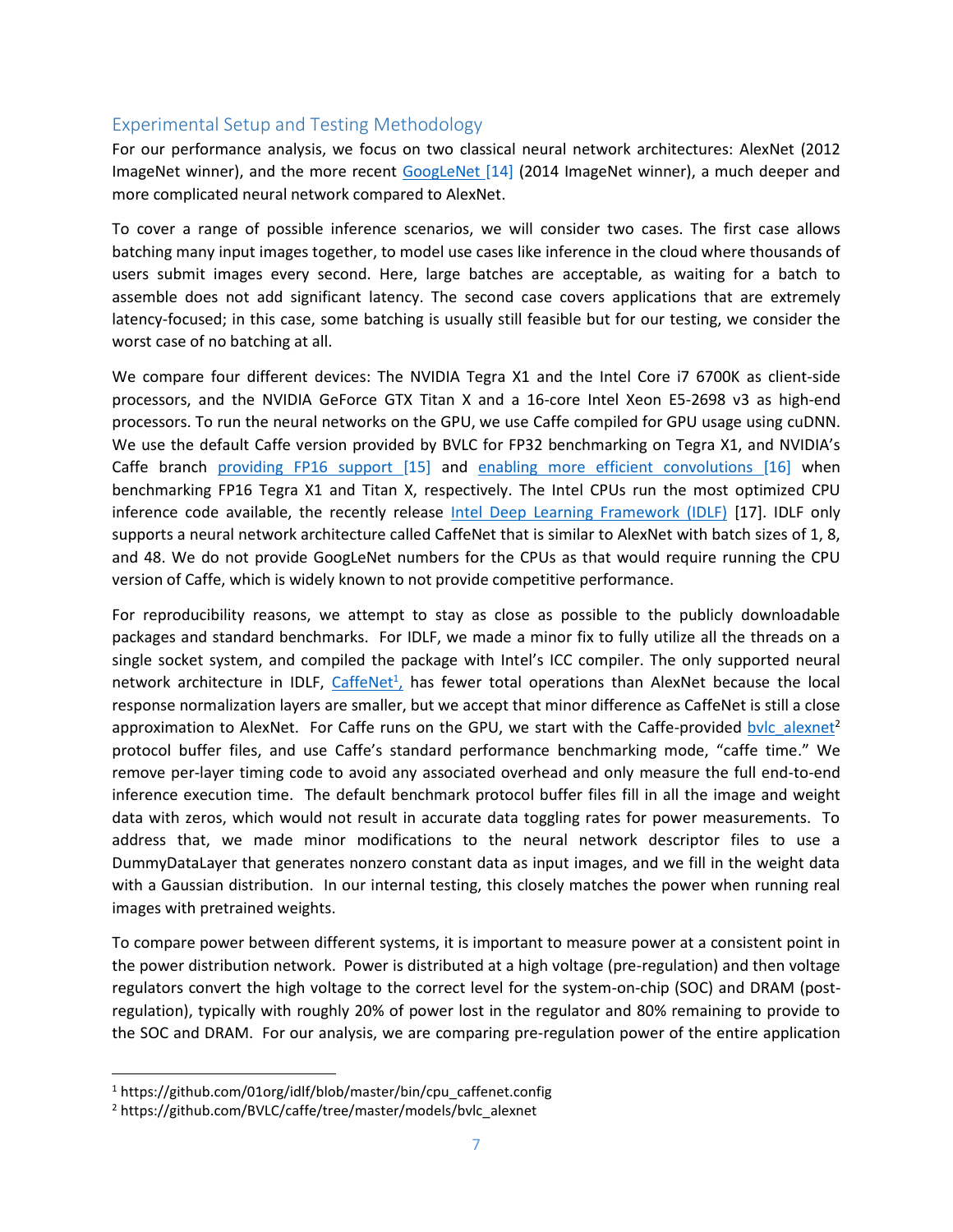## Experimental Setup and Testing Methodology

For our performance analysis, we focus on two classical neural network architectures: AlexNet (2012 ImageNet winner), and the more recent GoogLeNet [14] (2014 ImageNet winner), a much deeper and more complicated neural network compared to AlexNet.

To cover a range of possible inference scenarios, we will consider two cases. The first case allows batching many input images together, to model use cases like inference in the cloud where thousands of users submit images every second. Here, large batches are acceptable, as waiting for a batch to assemble does not add significant latency. The second case covers applications that are extremely latency-focused; in this case, some batching is usually still feasible but for our testing, we consider the worst case of no batching at all.

We compare four different devices: The NVIDIA Tegra X1 and the Intel Core i7 6700K as client-side processors, and the NVIDIA GeForce GTX Titan X and a 16-core Intel Xeon E5-2698 v3 as high-end processors. To run the neural networks on the GPU, we use Caffe compiled for GPU usage using cuDNN. We use the default Caffe version provided by BVLC for FP32 benchmarking on Tegra X1, and NVIDIA's Caffe branch providing FP16 support [15] and enabling more efficient convolutions [16] when benchmarking FP16 Tegra X1 and Titan X, respectively. The Intel CPUs run the most optimized CPU inference code available, the recently release Intel Deep Learning Framework (IDLF) [17]. IDLF only supports a neural network architecture called CaffeNet that is similar to AlexNet with batch sizes of 1, 8, and 48. We do not provide GoogLeNet numbers for the CPUs as that would require running the CPU version of Caffe, which is widely known to not provide competitive performance.

For reproducibility reasons, we attempt to stay as close as possible to the publicly downloadable packages and standard benchmarks. For IDLF, we made a minor fix to fully utilize all the threads on a single socket system, and compiled the package with Intel's ICC compiler. The only supported neural network architecture in IDLF, CaffeNet[1], has fewer total operations than AlexNet because the local response normalization layers are smaller, but we accept that minor difference as CaffeNet is still a close approximation to AlexNet. For Caffe runs on the GPU, we start with the Caffe-provided bvlc_alexnet[2] protocol buffer files, and use Caffe's standard performance benchmarking mode, "caffe time." We remove per-layer timing code to avoid any associated overhead and only measure the full end-to-end inference execution time. The default benchmark protocol buffer files fill in all the image and weight data with zeros, which would not result in accurate data toggling rates for power measurements. To address that, we made minor modifications to the neural network descriptor files to use a DummyDataLayer that generates nonzero constant data as input images, and we fill in the weight data with a Gaussian distribution. In our internal testing, this closely matches the power when running real images with pretrained weights.

To compare power between different systems, it is important to measure power at a consistent point in the power distribution network. Power is distributed at a high voltage (pre-regulation) and then voltage regulators convert the high voltage to the correct level for the system-on-chip (SOC) and DRAM (post-regulation), typically with roughly 20% of power lost in the regulator and 80% remaining to provide to the SOC and DRAM. For our analysis, we are comparing pre-regulation power of the entire application

---

[1] https://github.com/01org/idlf/blob/master/bin/cpu_caffenet.config

[2] https://github.com/BVLC/caffe/tree/master/models/bvlc_alexnet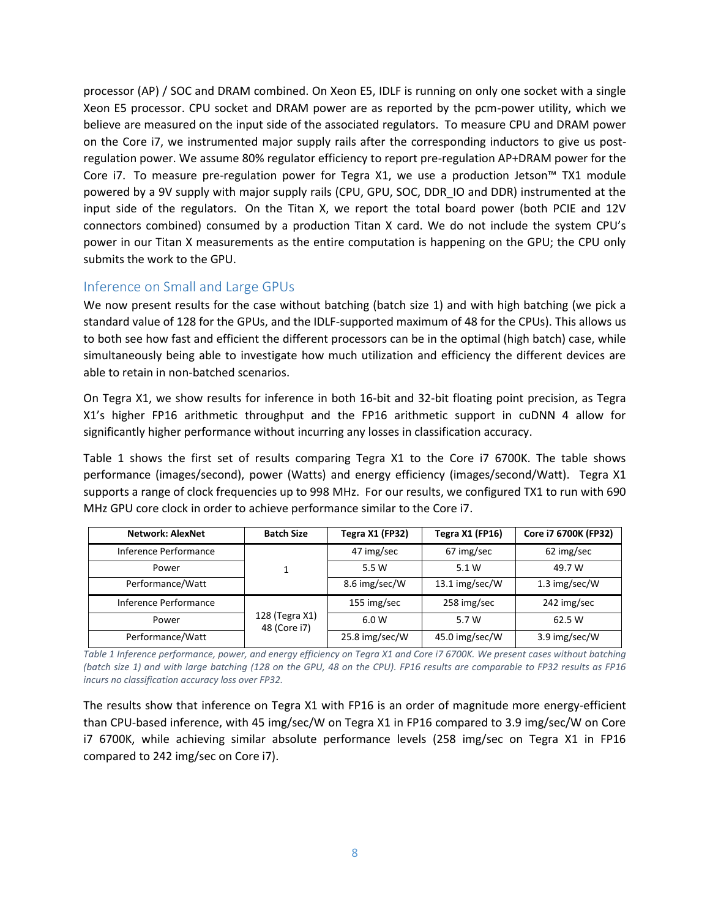processor (AP) / SOC and DRAM combined. On Xeon E5, IDLF is running on only one socket with a single Xeon E5 processor. CPU socket and DRAM power are as reported by the pcm-power utility, which we believe are measured on the input side of the associated regulators. To measure CPU and DRAM power on the Core i7, we instrumented major supply rails after the corresponding inductors to give us post-regulation power. We assume 80% regulator efficiency to report pre-regulation AP+DRAM power for the Core i7. To measure pre-regulation power for Tegra X1, we use a production Jetson™ TX1 module powered by a 9V supply with major supply rails (CPU, GPU, SOC, DDR_IO and DDR) instrumented at the input side of the regulators. On the Titan X, we report the total board power (both PCIE and 12V connectors combined) consumed by a production Titan X card. We do not include the system CPU's power in our Titan X measurements as the entire computation is happening on the GPU; the CPU only submits the work to the GPU.

## Inference on Small and Large GPUs

We now present results for the case without batching (batch size 1) and with high batching (we pick a standard value of 128 for the GPUs, and the IDLF-supported maximum of 48 for the CPUs). This allows us to both see how fast and efficient the different processors can be in the optimal (high batch) case, while simultaneously being able to investigate how much utilization and efficiency the different devices are able to retain in non-batched scenarios.

On Tegra X1, we show results for inference in both 16-bit and 32-bit floating point precision, as Tegra X1's higher FP16 arithmetic throughput and the FP16 arithmetic support in cuDNN 4 allow for significantly higher performance without incurring any losses in classification accuracy.

Table 1 shows the first set of results comparing Tegra X1 to the Core i7 6700K. The table shows performance (images/second), power (Watts) and energy efficiency (images/second/Watt). Tegra X1 supports a range of clock frequencies up to 998 MHz. For our results, we configured TX1 to run with 690 MHz GPU core clock in order to achieve performance similar to the Core i7.

| Network: AlexNet | Batch Size | Tegra X1 (FP32) | Tegra X1 (FP16) | Core i7 6700K (FP32) |
|---|---|---|---|---|
| Inference Performance | 1 | 47 img/sec | 67 img/sec | 62 img/sec |
| Power | | 5.5 W | 5.1 W | 49.7 W |
| Performance/Watt | | 8.6 img/sec/W | 13.1 img/sec/W | 1.3 img/sec/W |
| Inference Performance | 128 (Tegra X1) 48 (Core i7) | 155 img/sec | 258 img/sec | 242 img/sec |
| Power | | 6.0 W | 5.7 W | 62.5 W |
| Performance/Watt | | 25.8 img/sec/W | 45.0 img/sec/W | 3.9 img/sec/W |

*Table 1 Inference performance, power, and energy efficiency on Tegra X1 and Core i7 6700K. We present cases without batching (batch size 1) and with large batching (128 on the GPU, 48 on the CPU). FP16 results are comparable to FP32 results as FP16 incurs no classification accuracy loss over FP32.*

The results show that inference on Tegra X1 with FP16 is an order of magnitude more energy-efficient than CPU-based inference, with 45 img/sec/W on Tegra X1 in FP16 compared to 3.9 img/sec/W on Core i7 6700K, while achieving similar absolute performance levels (258 img/sec on Tegra X1 in FP16 compared to 242 img/sec on Core i7).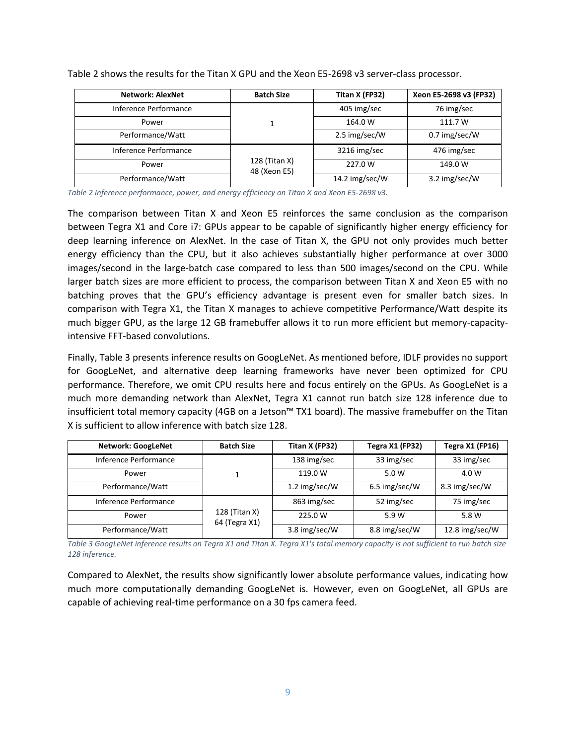Table 2 shows the results for the Titan X GPU and the Xeon E5-2698 v3 server-class processor.

| Network: AlexNet | Batch Size | Titan X (FP32) | Xeon E5-2698 v3 (FP32) |
|---|---|---|---|
| Inference Performance | 1 | 405 img/sec | 76 img/sec |
| Power | | 164.0 W | 111.7 W |
| Performance/Watt | | 2.5 img/sec/W | 0.7 img/sec/W |
| Inference Performance | 128 (Titan X) 48 (Xeon E5) | 3216 img/sec | 476 img/sec |
| Power | | 227.0 W | 149.0 W |
| Performance/Watt | | 14.2 img/sec/W | 3.2 img/sec/W |

*Table 2 Inference performance, power, and energy efficiency on Titan X and Xeon E5-2698 v3.*

The comparison between Titan X and Xeon E5 reinforces the same conclusion as the comparison between Tegra X1 and Core i7: GPUs appear to be capable of significantly higher energy efficiency for deep learning inference on AlexNet. In the case of Titan X, the GPU not only provides much better energy efficiency than the CPU, but it also achieves substantially higher performance at over 3000 images/second in the large-batch case compared to less than 500 images/second on the CPU. While larger batch sizes are more efficient to process, the comparison between Titan X and Xeon E5 with no batching proves that the GPU's efficiency advantage is present even for smaller batch sizes. In comparison with Tegra X1, the Titan X manages to achieve competitive Performance/Watt despite its much bigger GPU, as the large 12 GB framebuffer allows it to run more efficient but memory-capacity-intensive FFT-based convolutions.

Finally, Table 3 presents inference results on GoogLeNet. As mentioned before, IDLF provides no support for GoogLeNet, and alternative deep learning frameworks have never been optimized for CPU performance. Therefore, we omit CPU results here and focus entirely on the GPUs. As GoogLeNet is a much more demanding network than AlexNet, Tegra X1 cannot run batch size 128 inference due to insufficient total memory capacity (4GB on a Jetson™ TX1 board). The massive framebuffer on the Titan X is sufficient to allow inference with batch size 128.

| Network: GoogLeNet | Batch Size | Titan X (FP32) | Tegra X1 (FP32) | Tegra X1 (FP16) |
|---|---|---|---|---|
| Inference Performance | 1 | 138 img/sec | 33 img/sec | 33 img/sec |
| Power | | 119.0 W | 5.0 W | 4.0 W |
| Performance/Watt | | 1.2 img/sec/W | 6.5 img/sec/W | 8.3 img/sec/W |
| Inference Performance | 128 (Titan X) 64 (Tegra X1) | 863 img/sec | 52 img/sec | 75 img/sec |
| Power | | 225.0 W | 5.9 W | 5.8 W |
| Performance/Watt | | 3.8 img/sec/W | 8.8 img/sec/W | 12.8 img/sec/W |

*Table 3 GoogLeNet inference results on Tegra X1 and Titan X. Tegra X1's total memory capacity is not sufficient to run batch size 128 inference.*

Compared to AlexNet, the results show significantly lower absolute performance values, indicating how much more computationally demanding GoogLeNet is. However, even on GoogLeNet, all GPUs are capable of achieving real-time performance on a 30 fps camera feed.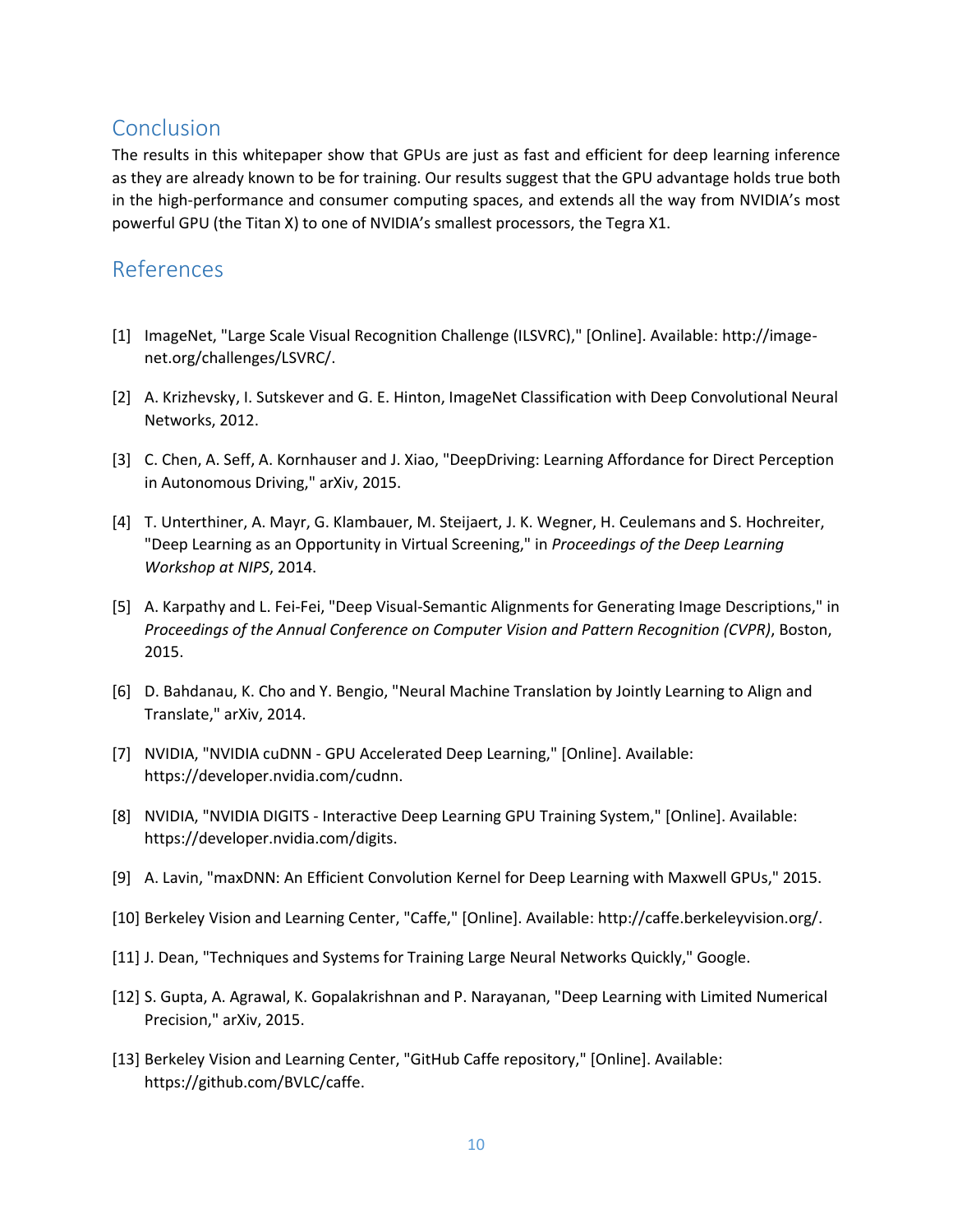## Conclusion

The results in this whitepaper show that GPUs are just as fast and efficient for deep learning inference as they are already known to be for training. Our results suggest that the GPU advantage holds true both in the high-performance and consumer computing spaces, and extends all the way from NVIDIA's most powerful GPU (the Titan X) to one of NVIDIA's smallest processors, the Tegra X1.

## References

[1] ImageNet, "Large Scale Visual Recognition Challenge (ILSVRC)," [Online]. Available: http://image-net.org/challenges/LSVRC/.

[2] A. Krizhevsky, I. Sutskever and G. E. Hinton, ImageNet Classification with Deep Convolutional Neural Networks, 2012.

[3] C. Chen, A. Seff, A. Kornhauser and J. Xiao, "DeepDriving: Learning Affordance for Direct Perception in Autonomous Driving," arXiv, 2015.

[4] T. Unterthiner, A. Mayr, G. Klambauer, M. Steijaert, J. K. Wegner, H. Ceulemans and S. Hochreiter, "Deep Learning as an Opportunity in Virtual Screening," in *Proceedings of the Deep Learning Workshop at NIPS*, 2014.

[5] A. Karpathy and L. Fei-Fei, "Deep Visual-Semantic Alignments for Generating Image Descriptions," in *Proceedings of the Annual Conference on Computer Vision and Pattern Recognition (CVPR)*, Boston, 2015.

[6] D. Bahdanau, K. Cho and Y. Bengio, "Neural Machine Translation by Jointly Learning to Align and Translate," arXiv, 2014.

[7] NVIDIA, "NVIDIA cuDNN - GPU Accelerated Deep Learning," [Online]. Available: https://developer.nvidia.com/cudnn.

[8] NVIDIA, "NVIDIA DIGITS - Interactive Deep Learning GPU Training System," [Online]. Available: https://developer.nvidia.com/digits.

[9] A. Lavin, "maxDNN: An Efficient Convolution Kernel for Deep Learning with Maxwell GPUs," 2015.

[10] Berkeley Vision and Learning Center, "Caffe," [Online]. Available: http://caffe.berkeleyvision.org/.

[11] J. Dean, "Techniques and Systems for Training Large Neural Networks Quickly," Google.

[12] S. Gupta, A. Agrawal, K. Gopalakrishnan and P. Narayanan, "Deep Learning with Limited Numerical Precision," arXiv, 2015.

[13] Berkeley Vision and Learning Center, "GitHub Caffe repository," [Online]. Available: https://github.com/BVLC/caffe.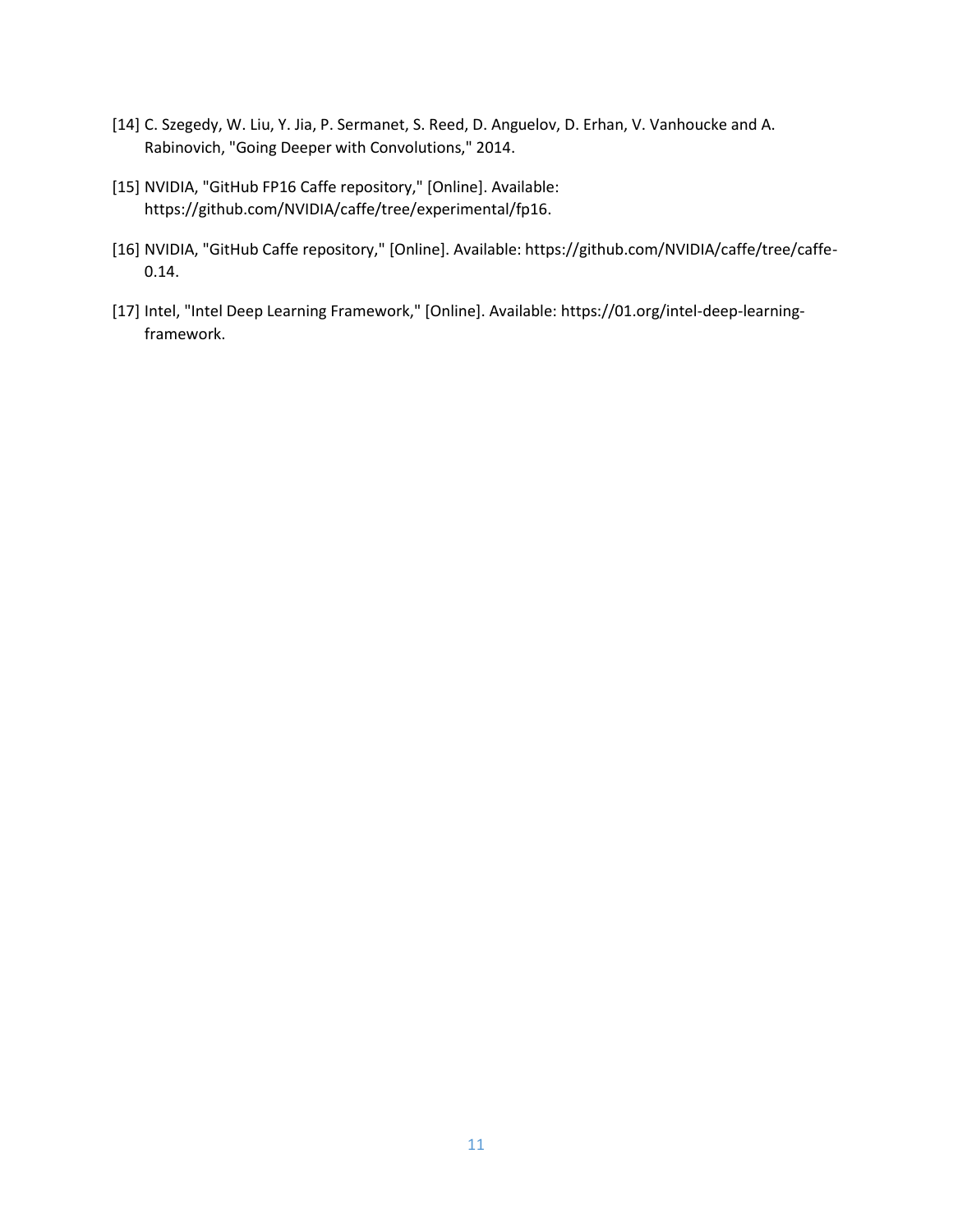[14] C. Szegedy, W. Liu, Y. Jia, P. Sermanet, S. Reed, D. Anguelov, D. Erhan, V. Vanhoucke and A. Rabinovich, "Going Deeper with Convolutions," 2014.

[15] NVIDIA, "GitHub FP16 Caffe repository," [Online]. Available: https://github.com/NVIDIA/caffe/tree/experimental/fp16.

[16] NVIDIA, "GitHub Caffe repository," [Online]. Available: https://github.com/NVIDIA/caffe/tree/caffe-0.14.

[17] Intel, "Intel Deep Learning Framework," [Online]. Available: https://01.org/intel-deep-learning-framework.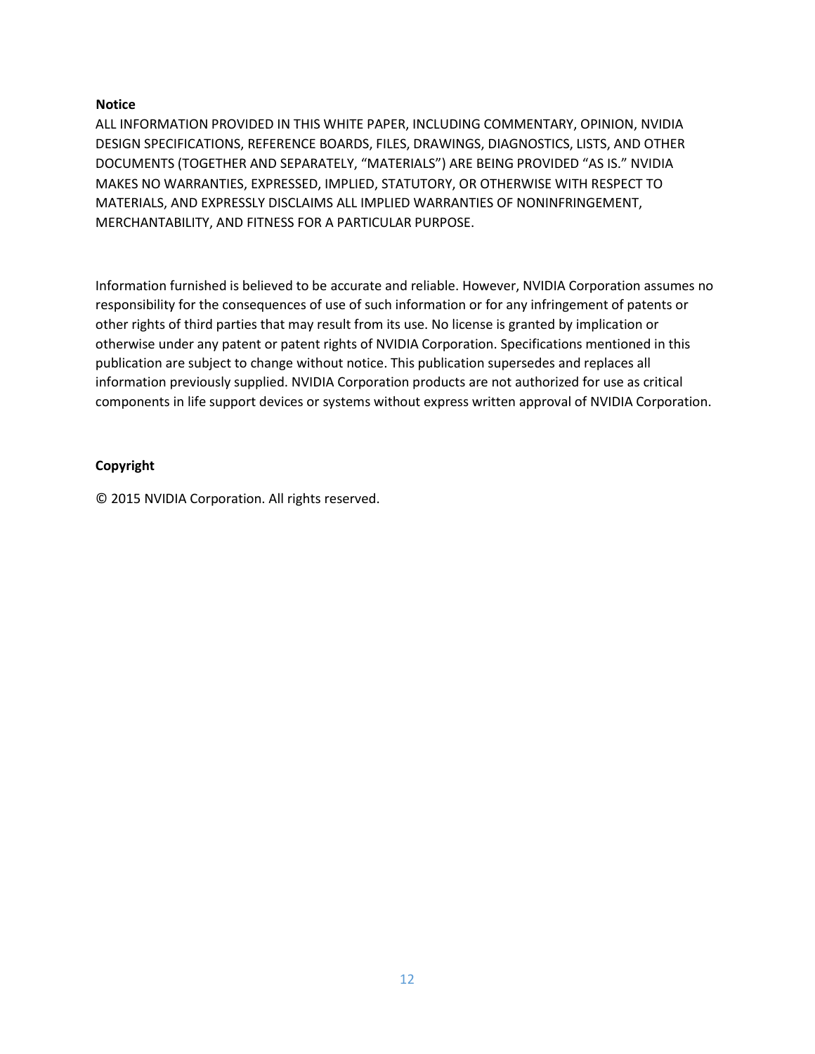**Notice**

ALL INFORMATION PROVIDED IN THIS WHITE PAPER, INCLUDING COMMENTARY, OPINION, NVIDIA DESIGN SPECIFICATIONS, REFERENCE BOARDS, FILES, DRAWINGS, DIAGNOSTICS, LISTS, AND OTHER DOCUMENTS (TOGETHER AND SEPARATELY, "MATERIALS") ARE BEING PROVIDED "AS IS." NVIDIA MAKES NO WARRANTIES, EXPRESSED, IMPLIED, STATUTORY, OR OTHERWISE WITH RESPECT TO MATERIALS, AND EXPRESSLY DISCLAIMS ALL IMPLIED WARRANTIES OF NONINFRINGEMENT, MERCHANTABILITY, AND FITNESS FOR A PARTICULAR PURPOSE.

Information furnished is believed to be accurate and reliable. However, NVIDIA Corporation assumes no responsibility for the consequences of use of such information or for any infringement of patents or other rights of third parties that may result from its use. No license is granted by implication or otherwise under any patent or patent rights of NVIDIA Corporation. Specifications mentioned in this publication are subject to change without notice. This publication supersedes and replaces all information previously supplied. NVIDIA Corporation products are not authorized for use as critical components in life support devices or systems without express written approval of NVIDIA Corporation.

**Copyright**

© 2015 NVIDIA Corporation. All rights reserved.